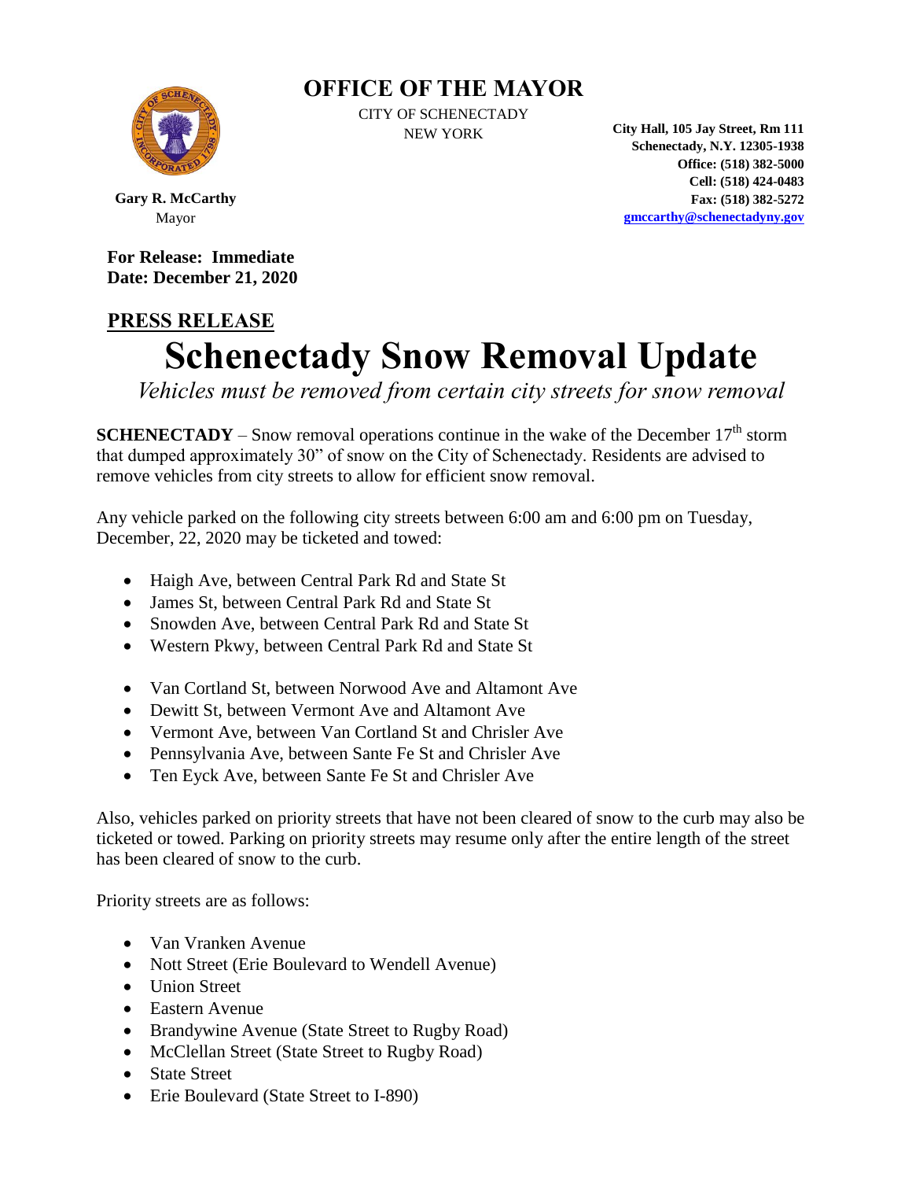# OFFICE OF THE MAYOR

CITY OF SCHENECTADY
NEW YORK

**Gary R. McCarthy**
Mayor

**City Hall, 105 Jay Street, Rm 111**
**Schenectady, N.Y. 12305-1938**
**Office: (518) 382-5000**
**Cell: (518) 424-0483**
**Fax: (518) 382-5272**
**gmccarthy@schenectadyny.gov**

**For Release: Immediate**
**Date: December 21, 2020**

**PRESS RELEASE**

# Schenectady Snow Removal Update

*Vehicles must be removed from certain city streets for snow removal*

**SCHENECTADY** – Snow removal operations continue in the wake of the December 17th storm that dumped approximately 30" of snow on the City of Schenectady. Residents are advised to remove vehicles from city streets to allow for efficient snow removal.

Any vehicle parked on the following city streets between 6:00 am and 6:00 pm on Tuesday, December, 22, 2020 may be ticketed and towed:

- Haigh Ave, between Central Park Rd and State St
- James St, between Central Park Rd and State St
- Snowden Ave, between Central Park Rd and State St
- Western Pkwy, between Central Park Rd and State St

- Van Cortland St, between Norwood Ave and Altamont Ave
- Dewitt St, between Vermont Ave and Altamont Ave
- Vermont Ave, between Van Cortland St and Chrisler Ave
- Pennsylvania Ave, between Sante Fe St and Chrisler Ave
- Ten Eyck Ave, between Sante Fe St and Chrisler Ave

Also, vehicles parked on priority streets that have not been cleared of snow to the curb may also be ticketed or towed. Parking on priority streets may resume only after the entire length of the street has been cleared of snow to the curb.

Priority streets are as follows:

- Van Vranken Avenue
- Nott Street (Erie Boulevard to Wendell Avenue)
- Union Street
- Eastern Avenue
- Brandywine Avenue (State Street to Rugby Road)
- McClellan Street (State Street to Rugby Road)
- State Street
- Erie Boulevard (State Street to I-890)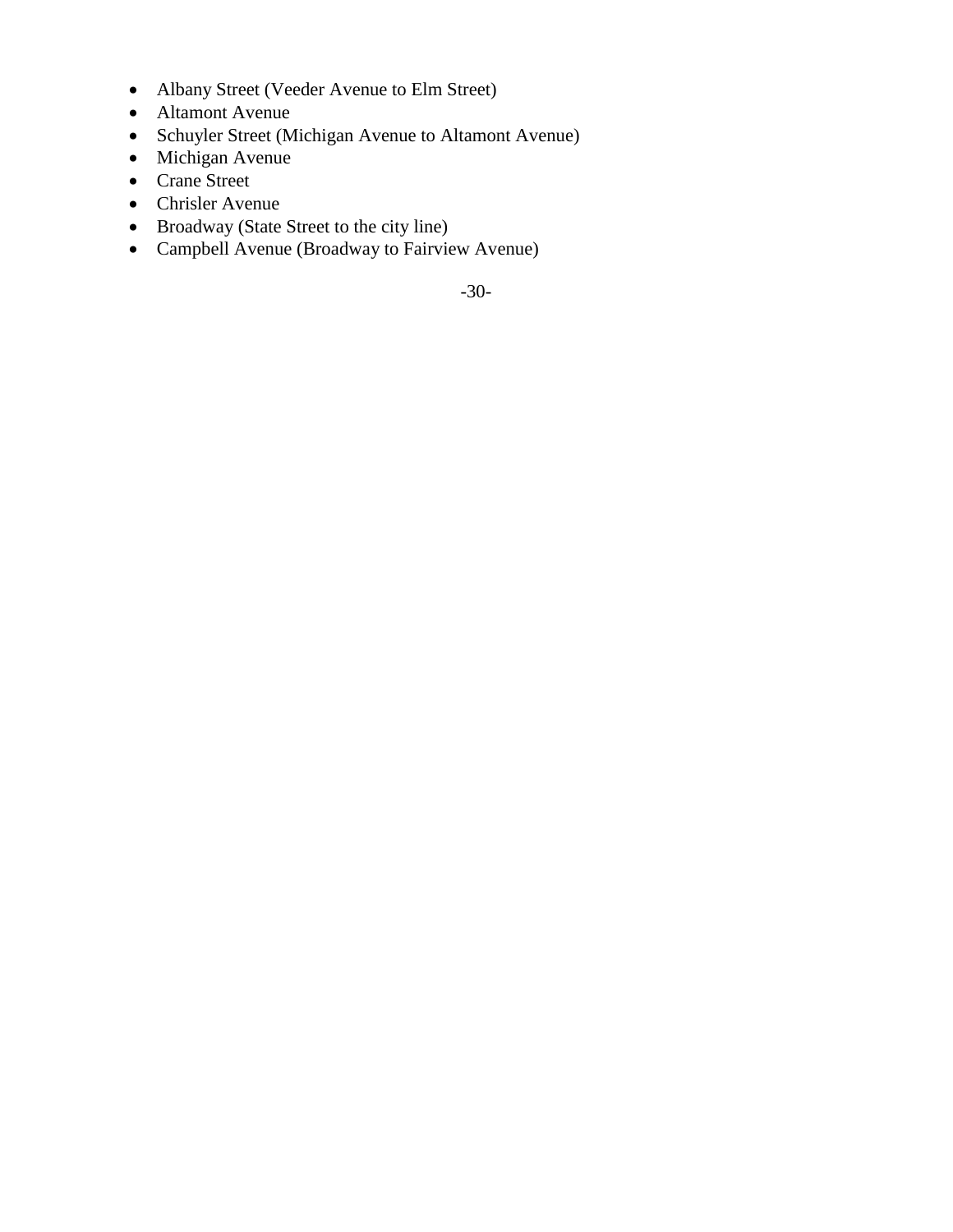- Albany Street (Veeder Avenue to Elm Street)
- Altamont Avenue
- Schuyler Street (Michigan Avenue to Altamont Avenue)
- Michigan Avenue
- Crane Street
- Chrisler Avenue
- Broadway (State Street to the city line)
- Campbell Avenue (Broadway to Fairview Avenue)

-30-